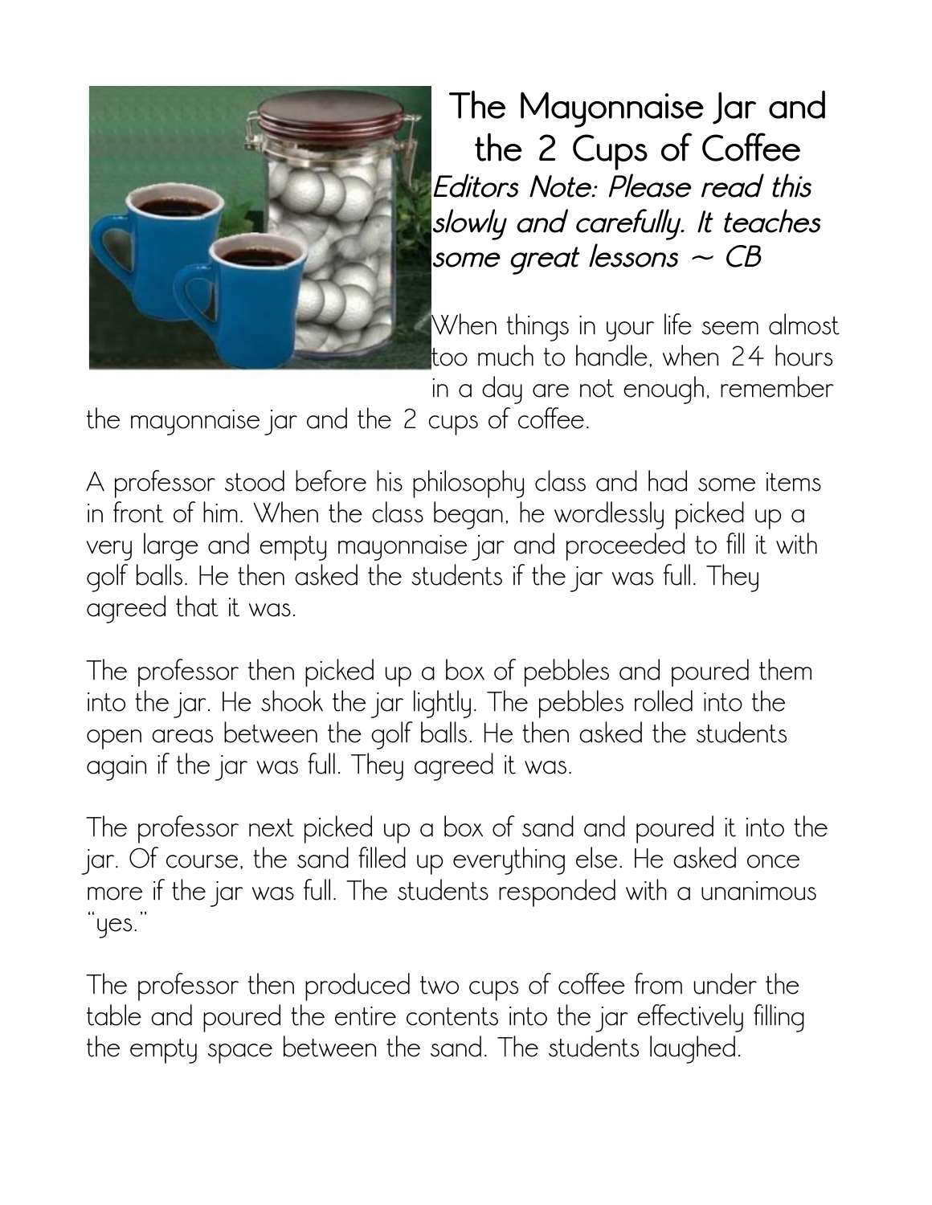# The Mayonnaise Jar and the 2 Cups of Coffee

***Editors Note: Please read this slowly and carefully. It teaches some great lessons ~ CB***

When things in your life seem almost too much to handle, when 24 hours in a day are not enough, remember the mayonnaise jar and the 2 cups of coffee.

A professor stood before his philosophy class and had some items in front of him. When the class began, he wordlessly picked up a very large and empty mayonnaise jar and proceeded to fill it with golf balls. He then asked the students if the jar was full. They agreed that it was.

The professor then picked up a box of pebbles and poured them into the jar. He shook the jar lightly. The pebbles rolled into the open areas between the golf balls. He then asked the students again if the jar was full. They agreed it was.

The professor next picked up a box of sand and poured it into the jar. Of course, the sand filled up everything else. He asked once more if the jar was full. The students responded with a unanimous "yes."

The professor then produced two cups of coffee from under the table and poured the entire contents into the jar effectively filling the empty space between the sand. The students laughed.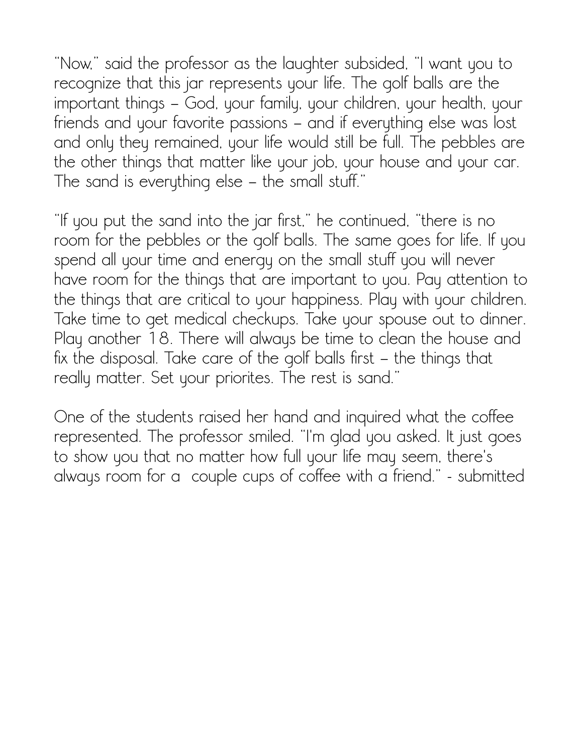"Now," said the professor as the laughter subsided, "I want you to recognize that this jar represents your life. The golf balls are the important things – God, your family, your children, your health, your friends and your favorite passions – and if everything else was lost and only they remained, your life would still be full. The pebbles are the other things that matter like your job, your house and your car. The sand is everything else – the small stuff."

"If you put the sand into the jar first," he continued, "there is no room for the pebbles or the golf balls. The same goes for life. If you spend all your time and energy on the small stuff you will never have room for the things that are important to you. Pay attention to the things that are critical to your happiness. Play with your children. Take time to get medical checkups. Take your spouse out to dinner. Play another 18. There will always be time to clean the house and fix the disposal. Take care of the golf balls first – the things that really matter. Set your priorites. The rest is sand."

One of the students raised her hand and inquired what the coffee represented. The professor smiled. "I'm glad you asked. It just goes to show you that no matter how full your life may seem, there's always room for a couple cups of coffee with a friend." - submitted